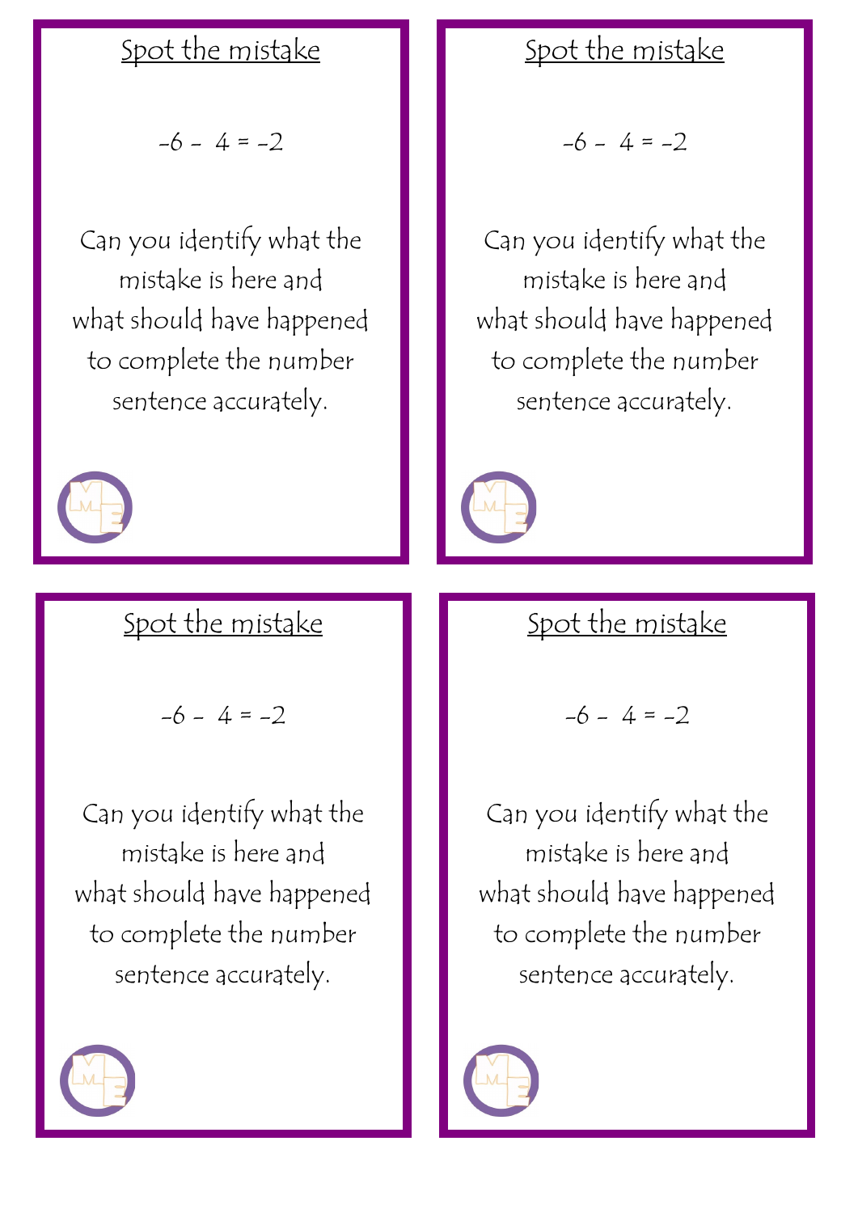## Spot the mistake

$-6 - 4 = -2$

Can you identify what the mistake is here and what should have happened to complete the number sentence accurately.

## Spot the mistake

$-6 - 4 = -2$

Can you identify what the mistake is here and what should have happened to complete the number sentence accurately.

## Spot the mistake

$-6 - 4 = -2$

Can you identify what the mistake is here and what should have happened to complete the number sentence accurately.

## Spot the mistake

$-6 - 4 = -2$

Can you identify what the mistake is here and what should have happened to complete the number sentence accurately.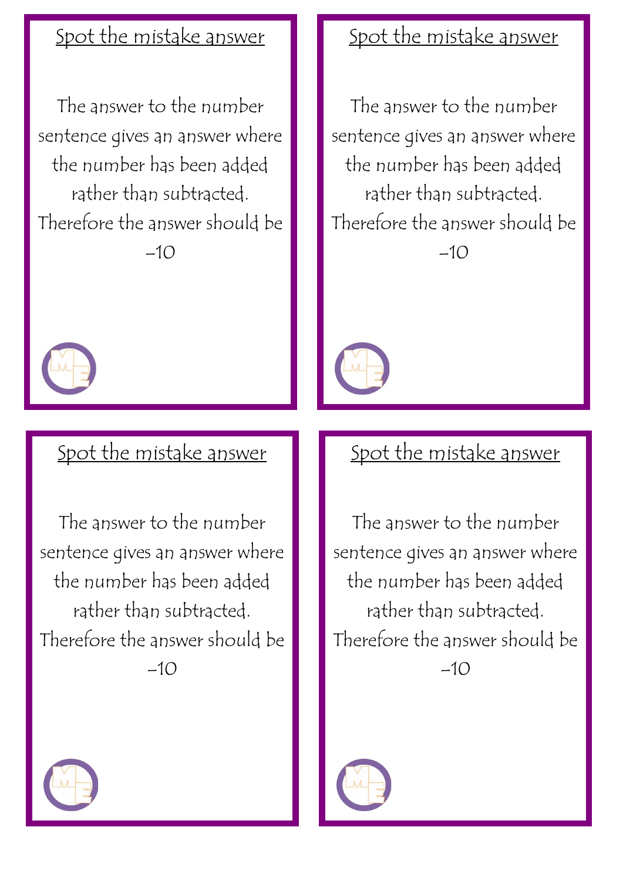## Spot the mistake answer

The answer to the number sentence gives an answer where the number has been added rather than subtracted. Therefore the answer should be −10

## Spot the mistake answer

The answer to the number sentence gives an answer where the number has been added rather than subtracted. Therefore the answer should be −10

## Spot the mistake answer

The answer to the number sentence gives an answer where the number has been added rather than subtracted. Therefore the answer should be −10

## Spot the mistake answer

The answer to the number sentence gives an answer where the number has been added rather than subtracted. Therefore the answer should be −10